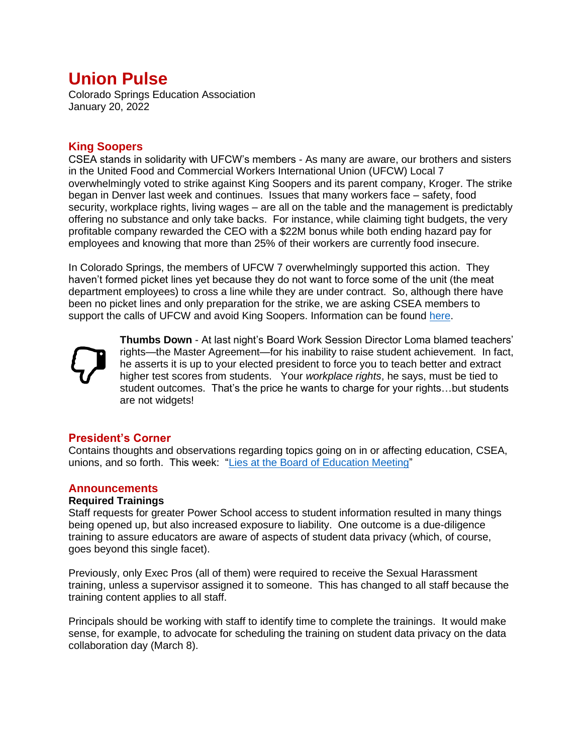# Union Pulse

Colorado Springs Education Association
January 20, 2022

## King Soopers

CSEA stands in solidarity with UFCW's members - As many are aware, our brothers and sisters in the United Food and Commercial Workers International Union (UFCW) Local 7 overwhelmingly voted to strike against King Soopers and its parent company, Kroger. The strike began in Denver last week and continues. Issues that many workers face – safety, food security, workplace rights, living wages – are all on the table and the management is predictably offering no substance and only take backs. For instance, while claiming tight budgets, the very profitable company rewarded the CEO with a $22M bonus while both ending hazard pay for employees and knowing that more than 25% of their workers are currently food insecure.

In Colorado Springs, the members of UFCW 7 overwhelmingly supported this action. They haven't formed picket lines yet because they do not want to force some of the unit (the meat department employees) to cross a line while they are under contract. So, although there have been no picket lines and only preparation for the strike, we are asking CSEA members to support the calls of UFCW and avoid King Soopers. Information can be found here.

**Thumbs Down** - At last night's Board Work Session Director Loma blamed teachers' rights—the Master Agreement—for his inability to raise student achievement. In fact, he asserts it is up to your elected president to force you to teach better and extract higher test scores from students. Your *workplace rights*, he says, must be tied to student outcomes. That's the price he wants to charge for your rights…but students are not widgets!

## President's Corner

Contains thoughts and observations regarding topics going on in or affecting education, CSEA, unions, and so forth. This week: "Lies at the Board of Education Meeting"

## Announcements

**Required Trainings**

Staff requests for greater Power School access to student information resulted in many things being opened up, but also increased exposure to liability. One outcome is a due-diligence training to assure educators are aware of aspects of student data privacy (which, of course, goes beyond this single facet).

Previously, only Exec Pros (all of them) were required to receive the Sexual Harassment training, unless a supervisor assigned it to someone. This has changed to all staff because the training content applies to all staff.

Principals should be working with staff to identify time to complete the trainings. It would make sense, for example, to advocate for scheduling the training on student data privacy on the data collaboration day (March 8).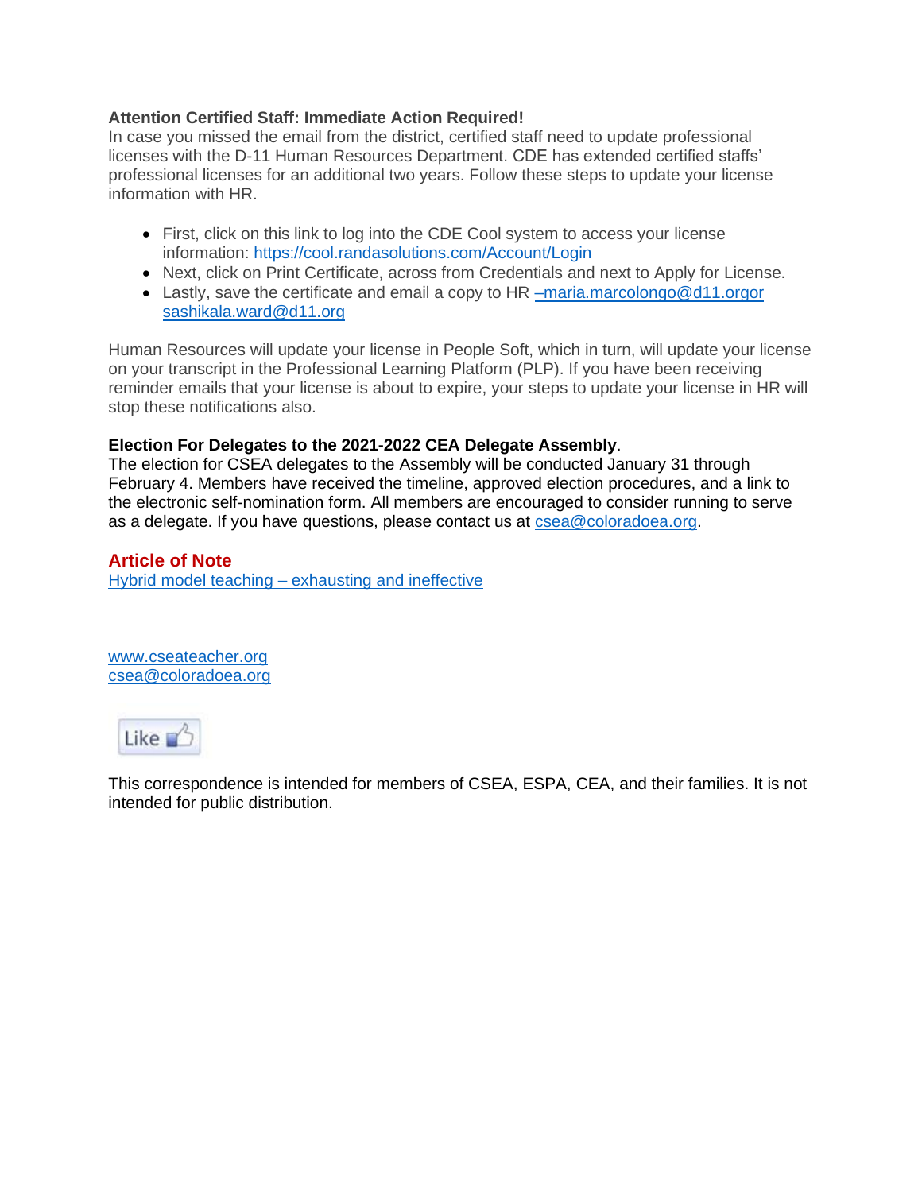**Attention Certified Staff: Immediate Action Required!**
In case you missed the email from the district, certified staff need to update professional licenses with the D-11 Human Resources Department. CDE has extended certified staffs' professional licenses for an additional two years. Follow these steps to update your license information with HR.

- First, click on this link to log into the CDE Cool system to access your license information: https://cool.randasolutions.com/Account/Login
- Next, click on Print Certificate, across from Credentials and next to Apply for License.
- Lastly, save the certificate and email a copy to HR –maria.marcolongo@d11.orgor sashikala.ward@d11.org

Human Resources will update your license in People Soft, which in turn, will update your license on your transcript in the Professional Learning Platform (PLP). If you have been receiving reminder emails that your license is about to expire, your steps to update your license in HR will stop these notifications also.

**Election For Delegates to the 2021-2022 CEA Delegate Assembly**.
The election for CSEA delegates to the Assembly will be conducted January 31 through February 4. Members have received the timeline, approved election procedures, and a link to the electronic self-nomination form. All members are encouraged to consider running to serve as a delegate. If you have questions, please contact us at csea@coloradoea.org.

**Article of Note**
Hybrid model teaching – exhausting and ineffective

www.cseateacher.org
csea@coloradoea.org

Like

This correspondence is intended for members of CSEA, ESPA, CEA, and their families. It is not intended for public distribution.